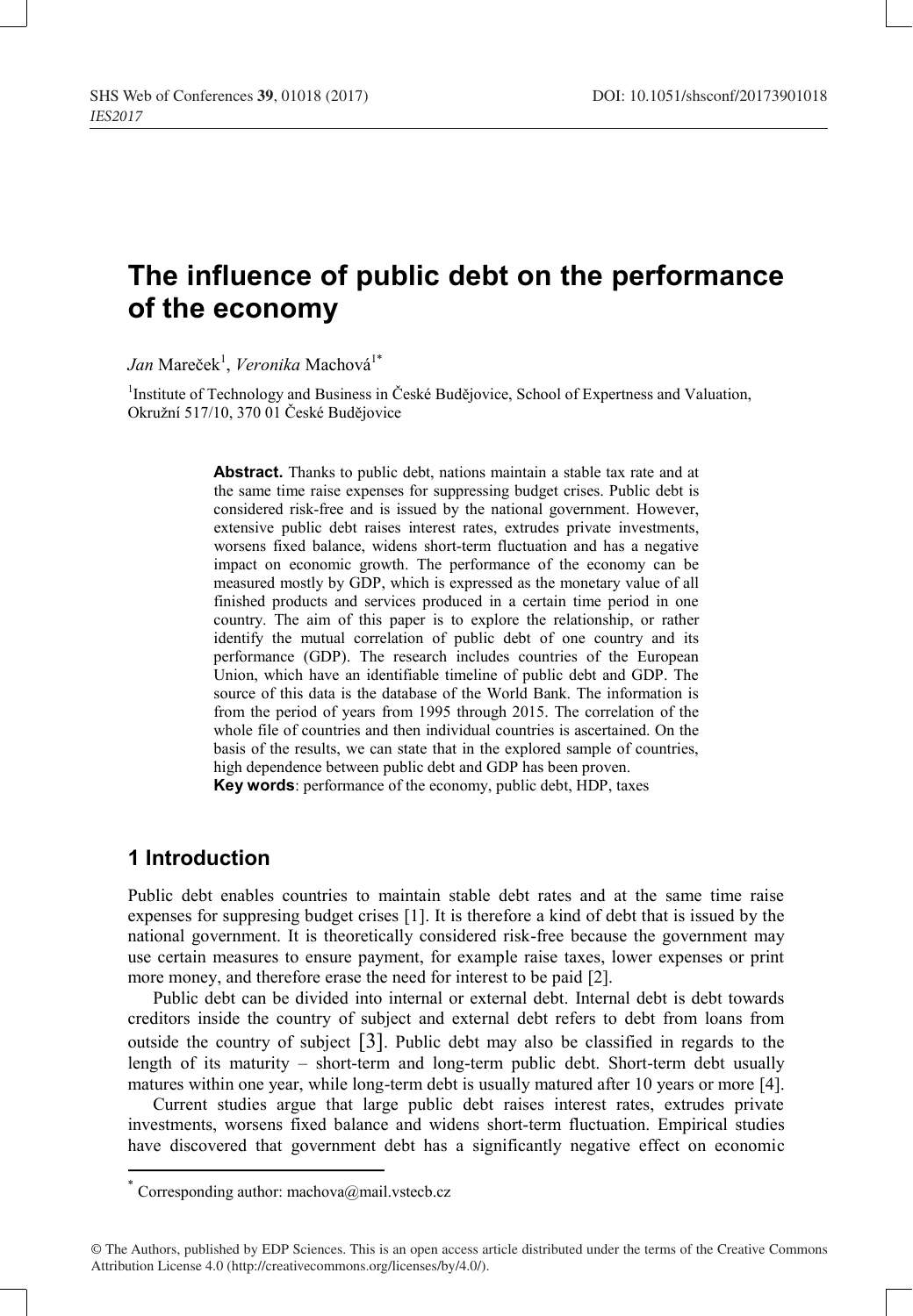# The influence of public debt on the performance of the economy

*Jan* Mareček[1], *Veronika* Machová[1*]

[1]Institute of Technology and Business in České Budějovice, School of Expertness and Valuation, Okružní 517/10, 370 01 České Budějovice

**Abstract.** Thanks to public debt, nations maintain a stable tax rate and at the same time raise expenses for suppressing budget crises. Public debt is considered risk-free and is issued by the national government. However, extensive public debt raises interest rates, extrudes private investments, worsens fixed balance, widens short-term fluctuation and has a negative impact on economic growth. The performance of the economy can be measured mostly by GDP, which is expressed as the monetary value of all finished products and services produced in a certain time period in one country. The aim of this paper is to explore the relationship, or rather identify the mutual correlation of public debt of one country and its performance (GDP). The research includes countries of the European Union, which have an identifiable timeline of public debt and GDP. The source of this data is the database of the World Bank. The information is from the period of years from 1995 through 2015. The correlation of the whole file of countries and then individual countries is ascertained. On the basis of the results, we can state that in the explored sample of countries, high dependence between public debt and GDP has been proven.

**Key words**: performance of the economy, public debt, HDP, taxes

## 1 Introduction

Public debt enables countries to maintain stable debt rates and at the same time raise expenses for suppresing budget crises [1]. It is therefore a kind of debt that is issued by the national government. It is theoretically considered risk-free because the government may use certain measures to ensure payment, for example raise taxes, lower expenses or print more money, and therefore erase the need for interest to be paid [2].

Public debt can be divided into internal or external debt. Internal debt is debt towards creditors inside the country of subject and external debt refers to debt from loans from outside the country of subject [3]. Public debt may also be classified in regards to the length of its maturity – short-term and long-term public debt. Short-term debt usually matures within one year, while long-term debt is usually matured after 10 years or more [4].

Current studies argue that large public debt raises interest rates, extrudes private investments, worsens fixed balance and widens short-term fluctuation. Empirical studies have discovered that government debt has a significantly negative effect on economic

\* Corresponding author: machova@mail.vstecb.cz

© The Authors, published by EDP Sciences. This is an open access article distributed under the terms of the Creative Commons Attribution License 4.0 (http://creativecommons.org/licenses/by/4.0/).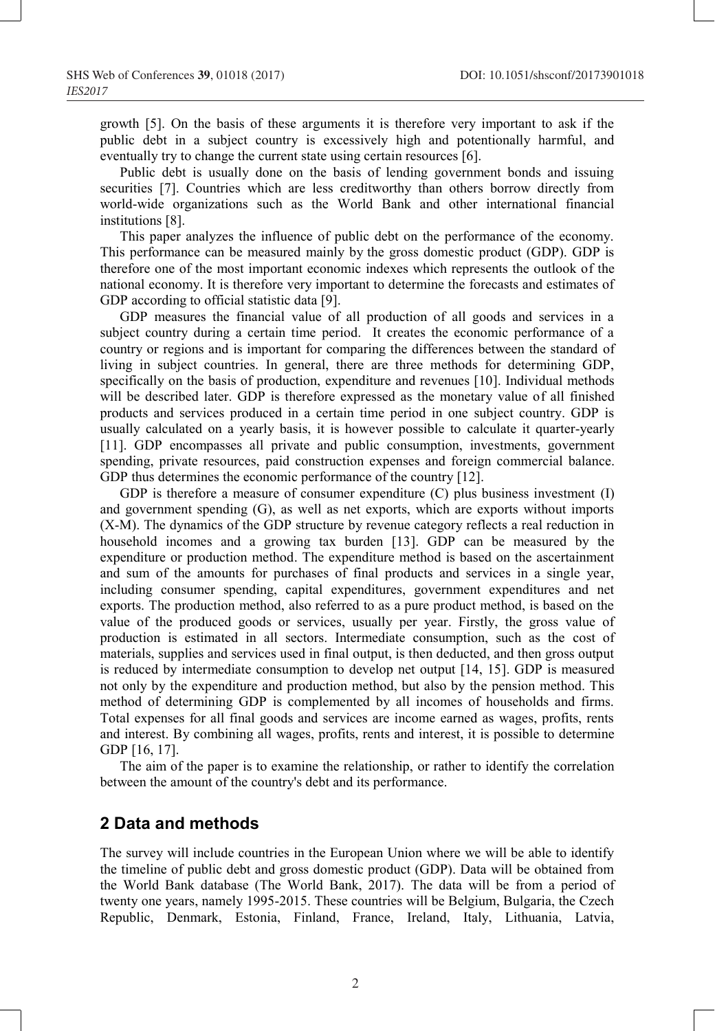growth [5]. On the basis of these arguments it is therefore very important to ask if the public debt in a subject country is excessively high and potentionally harmful, and eventually try to change the current state using certain resources [6].

Public debt is usually done on the basis of lending government bonds and issuing securities [7]. Countries which are less creditworthy than others borrow directly from world-wide organizations such as the World Bank and other international financial institutions [8].

This paper analyzes the influence of public debt on the performance of the economy. This performance can be measured mainly by the gross domestic product (GDP). GDP is therefore one of the most important economic indexes which represents the outlook of the national economy. It is therefore very important to determine the forecasts and estimates of GDP according to official statistic data [9].

GDP measures the financial value of all production of all goods and services in a subject country during a certain time period. It creates the economic performance of a country or regions and is important for comparing the differences between the standard of living in subject countries. In general, there are three methods for determining GDP, specifically on the basis of production, expenditure and revenues [10]. Individual methods will be described later. GDP is therefore expressed as the monetary value of all finished products and services produced in a certain time period in one subject country. GDP is usually calculated on a yearly basis, it is however possible to calculate it quarter-yearly [11]. GDP encompasses all private and public consumption, investments, government spending, private resources, paid construction expenses and foreign commercial balance. GDP thus determines the economic performance of the country [12].

GDP is therefore a measure of consumer expenditure (C) plus business investment (I) and government spending (G), as well as net exports, which are exports without imports (X-M). The dynamics of the GDP structure by revenue category reflects a real reduction in household incomes and a growing tax burden [13]. GDP can be measured by the expenditure or production method. The expenditure method is based on the ascertainment and sum of the amounts for purchases of final products and services in a single year, including consumer spending, capital expenditures, government expenditures and net exports. The production method, also referred to as a pure product method, is based on the value of the produced goods or services, usually per year. Firstly, the gross value of production is estimated in all sectors. Intermediate consumption, such as the cost of materials, supplies and services used in final output, is then deducted, and then gross output is reduced by intermediate consumption to develop net output [14, 15]. GDP is measured not only by the expenditure and production method, but also by the pension method. This method of determining GDP is complemented by all incomes of households and firms. Total expenses for all final goods and services are income earned as wages, profits, rents and interest. By combining all wages, profits, rents and interest, it is possible to determine GDP [16, 17].

The aim of the paper is to examine the relationship, or rather to identify the correlation between the amount of the country's debt and its performance.

## 2 Data and methods

The survey will include countries in the European Union where we will be able to identify the timeline of public debt and gross domestic product (GDP). Data will be obtained from the World Bank database (The World Bank, 2017). The data will be from a period of twenty one years, namely 1995-2015. These countries will be Belgium, Bulgaria, the Czech Republic, Denmark, Estonia, Finland, France, Ireland, Italy, Lithuania, Latvia,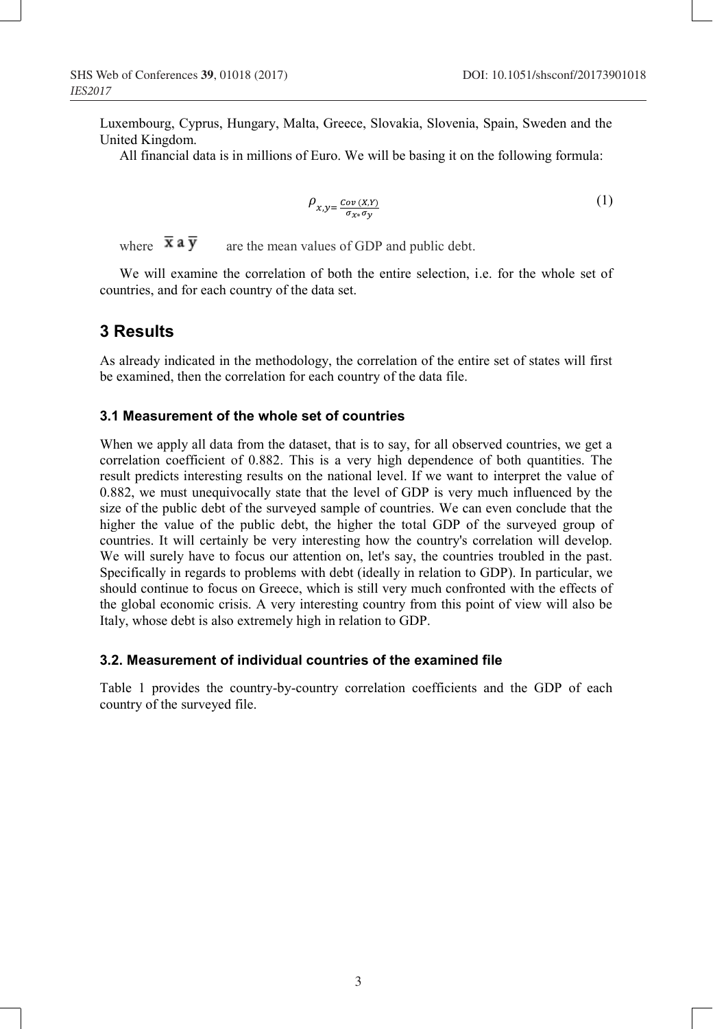Luxembourg, Cyprus, Hungary, Malta, Greece, Slovakia, Slovenia, Spain, Sweden and the United Kingdom.

All financial data is in millions of Euro. We will be basing it on the following formula:

$$\rho_{x,y} = \frac{Cov\,(X,Y)}{\sigma_{x} * \sigma_{y}} \tag{1}$$

where $\overline{x}$ a $\overline{y}$ are the mean values of GDP and public debt.

We will examine the correlation of both the entire selection, i.e. for the whole set of countries, and for each country of the data set.

## 3 Results

As already indicated in the methodology, the correlation of the entire set of states will first be examined, then the correlation for each country of the data file.

### 3.1 Measurement of the whole set of countries

When we apply all data from the dataset, that is to say, for all observed countries, we get a correlation coefficient of 0.882. This is a very high dependence of both quantities. The result predicts interesting results on the national level. If we want to interpret the value of 0.882, we must unequivocally state that the level of GDP is very much influenced by the size of the public debt of the surveyed sample of countries. We can even conclude that the higher the value of the public debt, the higher the total GDP of the surveyed group of countries. It will certainly be very interesting how the country's correlation will develop. We will surely have to focus our attention on, let's say, the countries troubled in the past. Specifically in regards to problems with debt (ideally in relation to GDP). In particular, we should continue to focus on Greece, which is still very much confronted with the effects of the global economic crisis. A very interesting country from this point of view will also be Italy, whose debt is also extremely high in relation to GDP.

### 3.2. Measurement of individual countries of the examined file

Table 1 provides the country-by-country correlation coefficients and the GDP of each country of the surveyed file.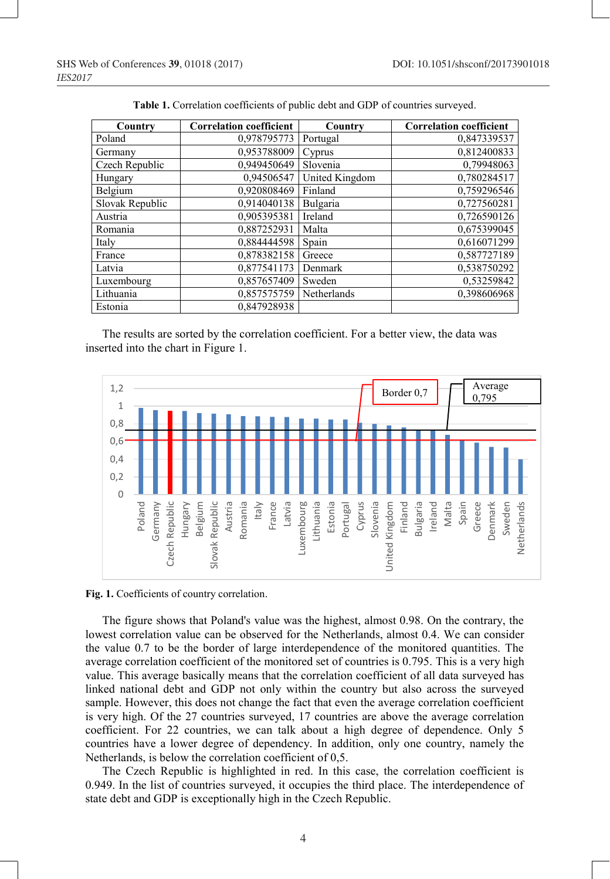**Table 1.** Correlation coefficients of public debt and GDP of countries surveyed.

| Country | Correlation coefficient | Country | Correlation coefficient |
|---|---|---|---|
| Poland | 0,978795773 | Portugal | 0,847339537 |
| Germany | 0,953788009 | Cyprus | 0,812400833 |
| Czech Republic | 0,949450649 | Slovenia | 0,79948063 |
| Hungary | 0,94506547 | United Kingdom | 0,780284517 |
| Belgium | 0,920808469 | Finland | 0,759296546 |
| Slovak Republic | 0,914040138 | Bulgaria | 0,727560281 |
| Austria | 0,905395381 | Ireland | 0,726590126 |
| Romania | 0,887252931 | Malta | 0,675399045 |
| Italy | 0,884444598 | Spain | 0,616071299 |
| France | 0,878382158 | Greece | 0,587727189 |
| Latvia | 0,877541173 | Denmark | 0,538750292 |
| Luxembourg | 0,857657409 | Sweden | 0,53259842 |
| Lithuania | 0,857575759 | Netherlands | 0,398606968 |
| Estonia | 0,847928938 | | |

The results are sorted by the correlation coefficient. For a better view, the data was inserted into the chart in Figure 1.

1,2
1
0,8
0,6
0,4
0,2
0

Border 0,7

Average 0,795

Poland, Germany, Czech Republic, Hungary, Belgium, Slovak Republic, Austria, Romania, Italy, France, Latvia, Luxembourg, Lithuania, Estonia, Portugal, Cyprus, Slovenia, United Kingdom, Finland, Bulgaria, Ireland, Malta, Spain, Greece, Denmark, Sweden, Netherlands

**Fig. 1.** Coefficients of country correlation.

The figure shows that Poland's value was the highest, almost 0.98. On the contrary, the lowest correlation value can be observed for the Netherlands, almost 0.4. We can consider the value 0.7 to be the border of large interdependence of the monitored quantities. The average correlation coefficient of the monitored set of countries is 0.795. This is a very high value. This average basically means that the correlation coefficient of all data surveyed has linked national debt and GDP not only within the country but also across the surveyed sample. However, this does not change the fact that even the average correlation coefficient is very high. Of the 27 countries surveyed, 17 countries are above the average correlation coefficient. For 22 countries, we can talk about a high degree of dependence. Only 5 countries have a lower degree of dependency. In addition, only one country, namely the Netherlands, is below the correlation coefficient of 0,5.

The Czech Republic is highlighted in red. In this case, the correlation coefficient is 0.949. In the list of countries surveyed, it occupies the third place. The interdependence of state debt and GDP is exceptionally high in the Czech Republic.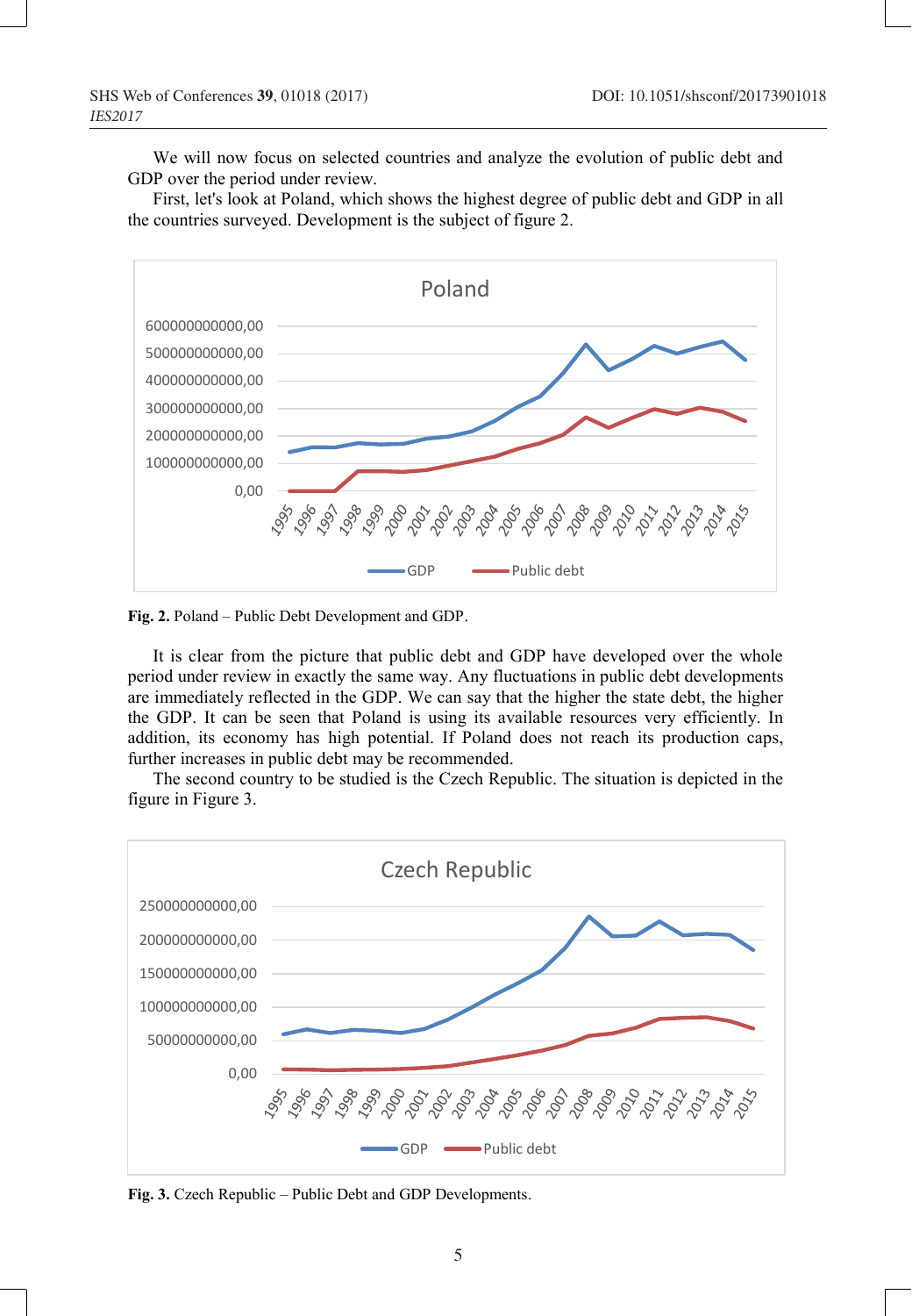We will now focus on selected countries and analyze the evolution of public debt and GDP over the period under review.

First, let's look at Poland, which shows the highest degree of public debt and GDP in all the countries surveyed. Development is the subject of figure 2.

Poland

600000000000,00
500000000000,00
400000000000,00
300000000000,00
200000000000,00
100000000000,00
0,00

1995 1996 1997 1998 1999 2000 2001 2002 2003 2004 2005 2006 2007 2008 2009 2010 2011 2012 2013 2014 2015

GDP Public debt

**Fig. 2.** Poland – Public Debt Development and GDP.

It is clear from the picture that public debt and GDP have developed over the whole period under review in exactly the same way. Any fluctuations in public debt developments are immediately reflected in the GDP. We can say that the higher the state debt, the higher the GDP. It can be seen that Poland is using its available resources very efficiently. In addition, its economy has high potential. If Poland does not reach its production caps, further increases in public debt may be recommended.

The second country to be studied is the Czech Republic. The situation is depicted in the figure in Figure 3.

Czech Republic

250000000000,00
200000000000,00
150000000000,00
100000000000,00
50000000000,00
0,00

1995 1996 1997 1998 1999 2000 2001 2002 2003 2004 2005 2006 2007 2008 2009 2010 2011 2012 2013 2014 2015

GDP Public debt

**Fig. 3.** Czech Republic – Public Debt and GDP Developments.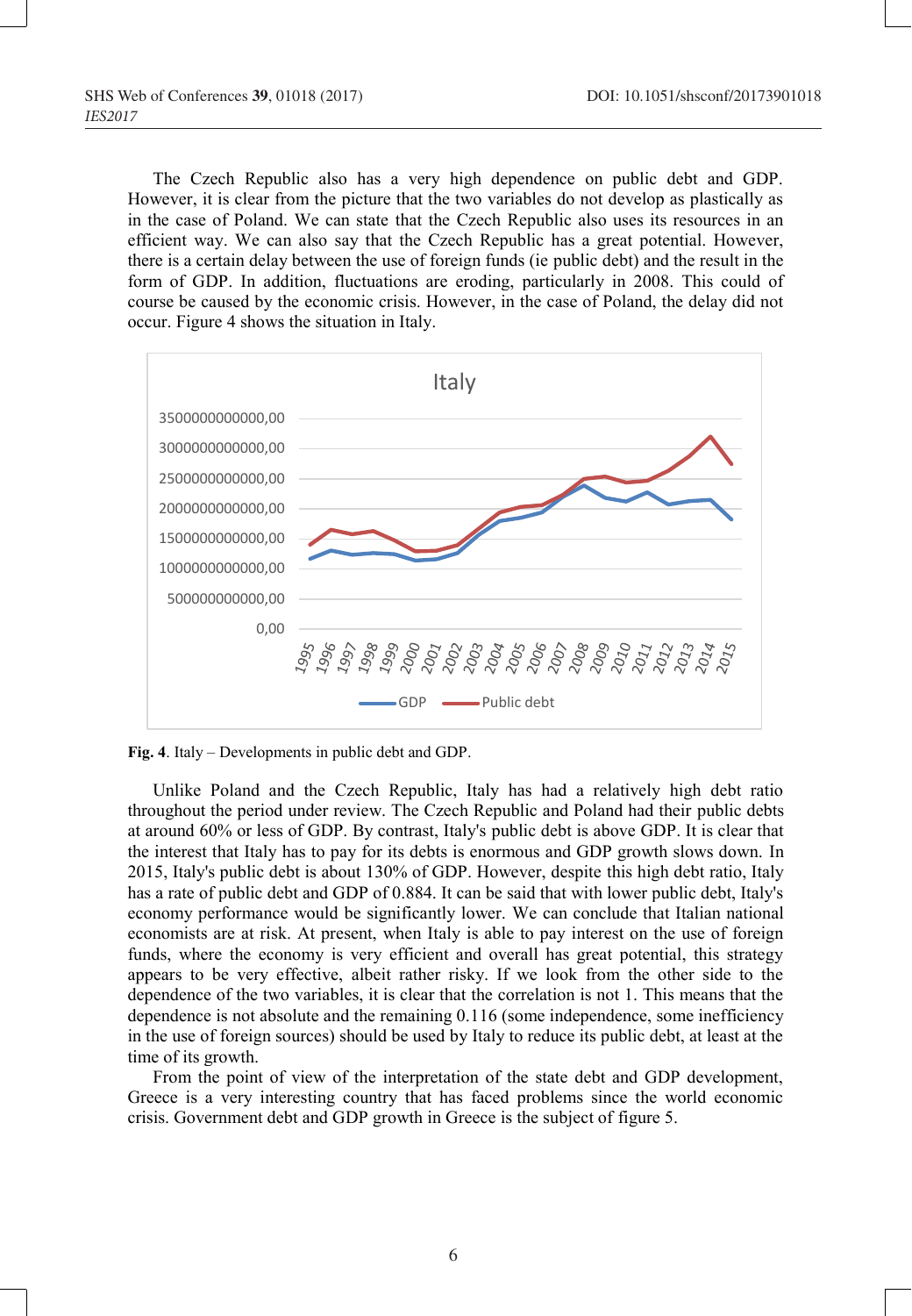The Czech Republic also has a very high dependence on public debt and GDP. However, it is clear from the picture that the two variables do not develop as plastically as in the case of Poland. We can state that the Czech Republic also uses its resources in an efficient way. We can also say that the Czech Republic has a great potential. However, there is a certain delay between the use of foreign funds (ie public debt) and the result in the form of GDP. In addition, fluctuations are eroding, particularly in 2008. This could of course be caused by the economic crisis. However, in the case of Poland, the delay did not occur. Figure 4 shows the situation in Italy.

Italy

3500000000000,00
3000000000000,00
2500000000000,00
2000000000000,00
1500000000000,00
1000000000000,00
500000000000,00
0,00

1995 1996 1997 1998 1999 2000 2001 2002 2003 2004 2005 2006 2007 2008 2009 2010 2011 2012 2013 2014 2015

GDP — Public debt

**Fig. 4**. Italy – Developments in public debt and GDP.

Unlike Poland and the Czech Republic, Italy has had a relatively high debt ratio throughout the period under review. The Czech Republic and Poland had their public debts at around 60% or less of GDP. By contrast, Italy's public debt is above GDP. It is clear that the interest that Italy has to pay for its debts is enormous and GDP growth slows down. In 2015, Italy's public debt is about 130% of GDP. However, despite this high debt ratio, Italy has a rate of public debt and GDP of 0.884. It can be said that with lower public debt, Italy's economy performance would be significantly lower. We can conclude that Italian national economists are at risk. At present, when Italy is able to pay interest on the use of foreign funds, where the economy is very efficient and overall has great potential, this strategy appears to be very effective, albeit rather risky. If we look from the other side to the dependence of the two variables, it is clear that the correlation is not 1. This means that the dependence is not absolute and the remaining 0.116 (some independence, some inefficiency in the use of foreign sources) should be used by Italy to reduce its public debt, at least at the time of its growth.

From the point of view of the interpretation of the state debt and GDP development, Greece is a very interesting country that has faced problems since the world economic crisis. Government debt and GDP growth in Greece is the subject of figure 5.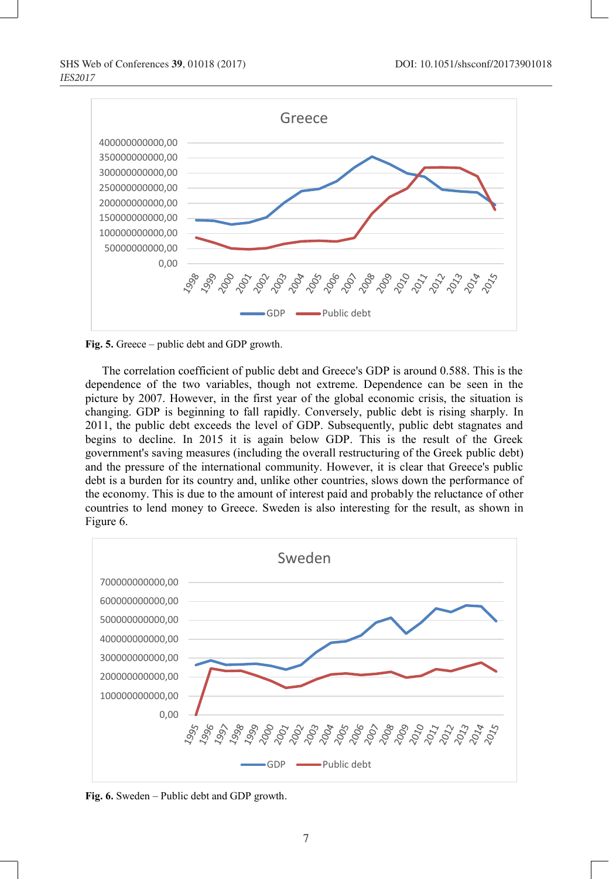Greece

400000000000,00
350000000000,00
300000000000,00
250000000000,00
200000000000,00
150000000000,00
100000000000,00
50000000000,00
0,00

1998 1999 2000 2001 2002 2003 2004 2005 2006 2007 2008 2009 2010 2011 2012 2013 2014 2015

GDP   Public debt

**Fig. 5.** Greece – public debt and GDP growth.

The correlation coefficient of public debt and Greece's GDP is around 0.588. This is the dependence of the two variables, though not extreme. Dependence can be seen in the picture by 2007. However, in the first year of the global economic crisis, the situation is changing. GDP is beginning to fall rapidly. Conversely, public debt is rising sharply. In 2011, the public debt exceeds the level of GDP. Subsequently, public debt stagnates and begins to decline. In 2015 it is again below GDP. This is the result of the Greek government's saving measures (including the overall restructuring of the Greek public debt) and the pressure of the international community. However, it is clear that Greece's public debt is a burden for its country and, unlike other countries, slows down the performance of the economy. This is due to the amount of interest paid and probably the reluctance of other countries to lend money to Greece. Sweden is also interesting for the result, as shown in Figure 6.

Sweden

700000000000,00
600000000000,00
500000000000,00
400000000000,00
300000000000,00
200000000000,00
100000000000,00
0,00

1995 1996 1997 1998 1999 2000 2001 2002 2003 2004 2005 2006 2007 2008 2009 2010 2011 2012 2013 2014 2015

GDP   Public debt

**Fig. 6.** Sweden – Public debt and GDP growth.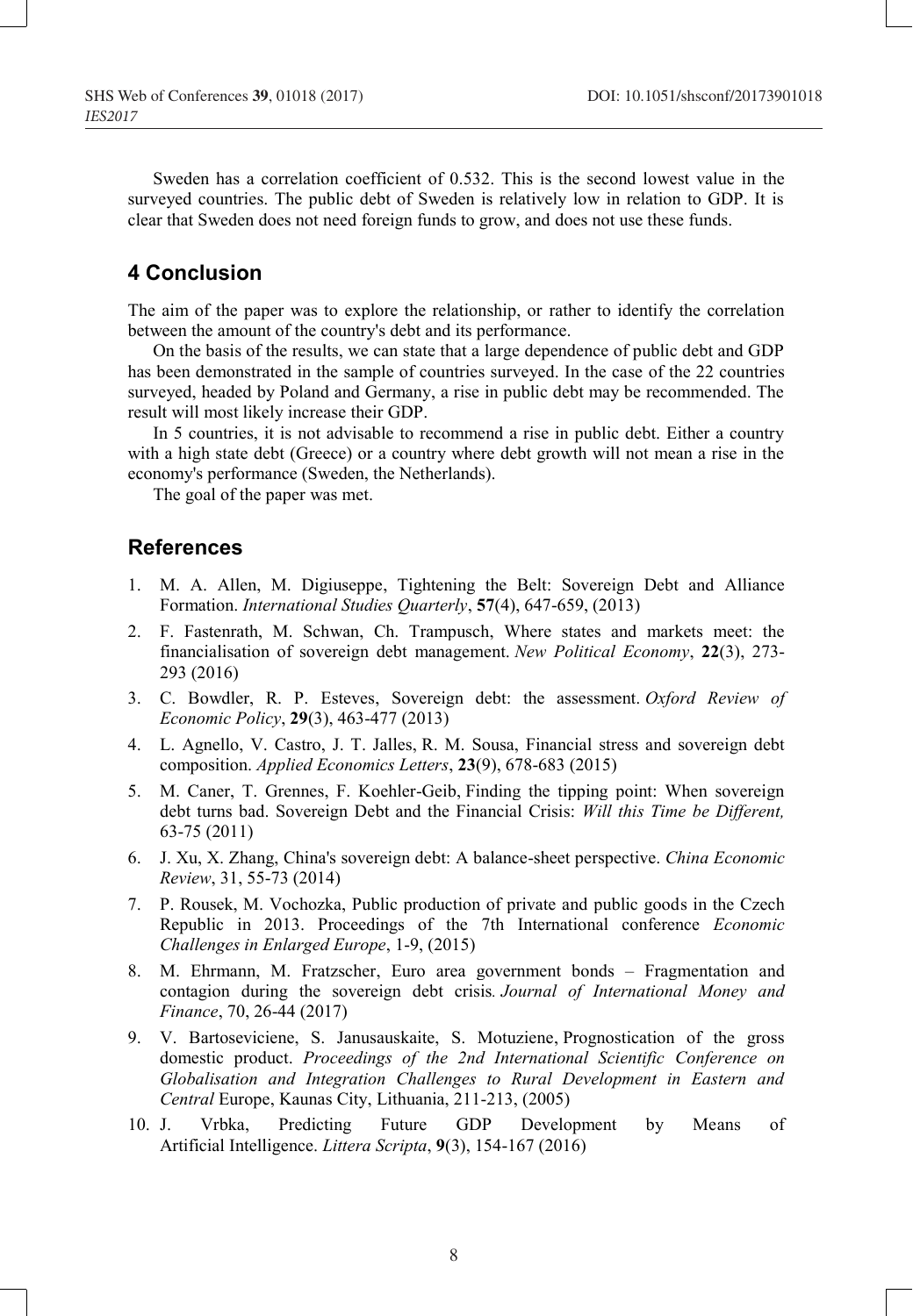Sweden has a correlation coefficient of 0.532. This is the second lowest value in the surveyed countries. The public debt of Sweden is relatively low in relation to GDP. It is clear that Sweden does not need foreign funds to grow, and does not use these funds.

## 4 Conclusion

The aim of the paper was to explore the relationship, or rather to identify the correlation between the amount of the country's debt and its performance.

On the basis of the results, we can state that a large dependence of public debt and GDP has been demonstrated in the sample of countries surveyed. In the case of the 22 countries surveyed, headed by Poland and Germany, a rise in public debt may be recommended. The result will most likely increase their GDP.

In 5 countries, it is not advisable to recommend a rise in public debt. Either a country with a high state debt (Greece) or a country where debt growth will not mean a rise in the economy's performance (Sweden, the Netherlands).

The goal of the paper was met.

## References

1. M. A. Allen, M. Digiuseppe, Tightening the Belt: Sovereign Debt and Alliance Formation. *International Studies Quarterly*, **57**(4), 647-659, (2013)
2. F. Fastenrath, M. Schwan, Ch. Trampusch, Where states and markets meet: the financialisation of sovereign debt management. *New Political Economy*, **22**(3), 273-293 (2016)
3. C. Bowdler, R. P. Esteves, Sovereign debt: the assessment. *Oxford Review of Economic Policy*, **29**(3), 463-477 (2013)
4. L. Agnello, V. Castro, J. T. Jalles, R. M. Sousa, Financial stress and sovereign debt composition. *Applied Economics Letters*, **23**(9), 678-683 (2015)
5. M. Caner, T. Grennes, F. Koehler-Geib, Finding the tipping point: When sovereign debt turns bad. Sovereign Debt and the Financial Crisis: *Will this Time be Different,* 63-75 (2011)
6. J. Xu, X. Zhang, China's sovereign debt: A balance-sheet perspective. *China Economic Review*, 31, 55-73 (2014)
7. P. Rousek, M. Vochozka, Public production of private and public goods in the Czech Republic in 2013. Proceedings of the 7th International conference *Economic Challenges in Enlarged Europe*, 1-9, (2015)
8. M. Ehrmann, M. Fratzscher, Euro area government bonds – Fragmentation and contagion during the sovereign debt crisis. *Journal of International Money and Finance*, 70, 26-44 (2017)
9. V. Bartoseviciene, S. Janusauskaite, S. Motuziene, Prognostication of the gross domestic product. *Proceedings of the 2nd International Scientific Conference on Globalisation and Integration Challenges to Rural Development in Eastern and Central* Europe, Kaunas City, Lithuania, 211-213, (2005)
10. J. Vrbka, Predicting Future GDP Development by Means of Artificial Intelligence. *Littera Scripta*, **9**(3), 154-167 (2016)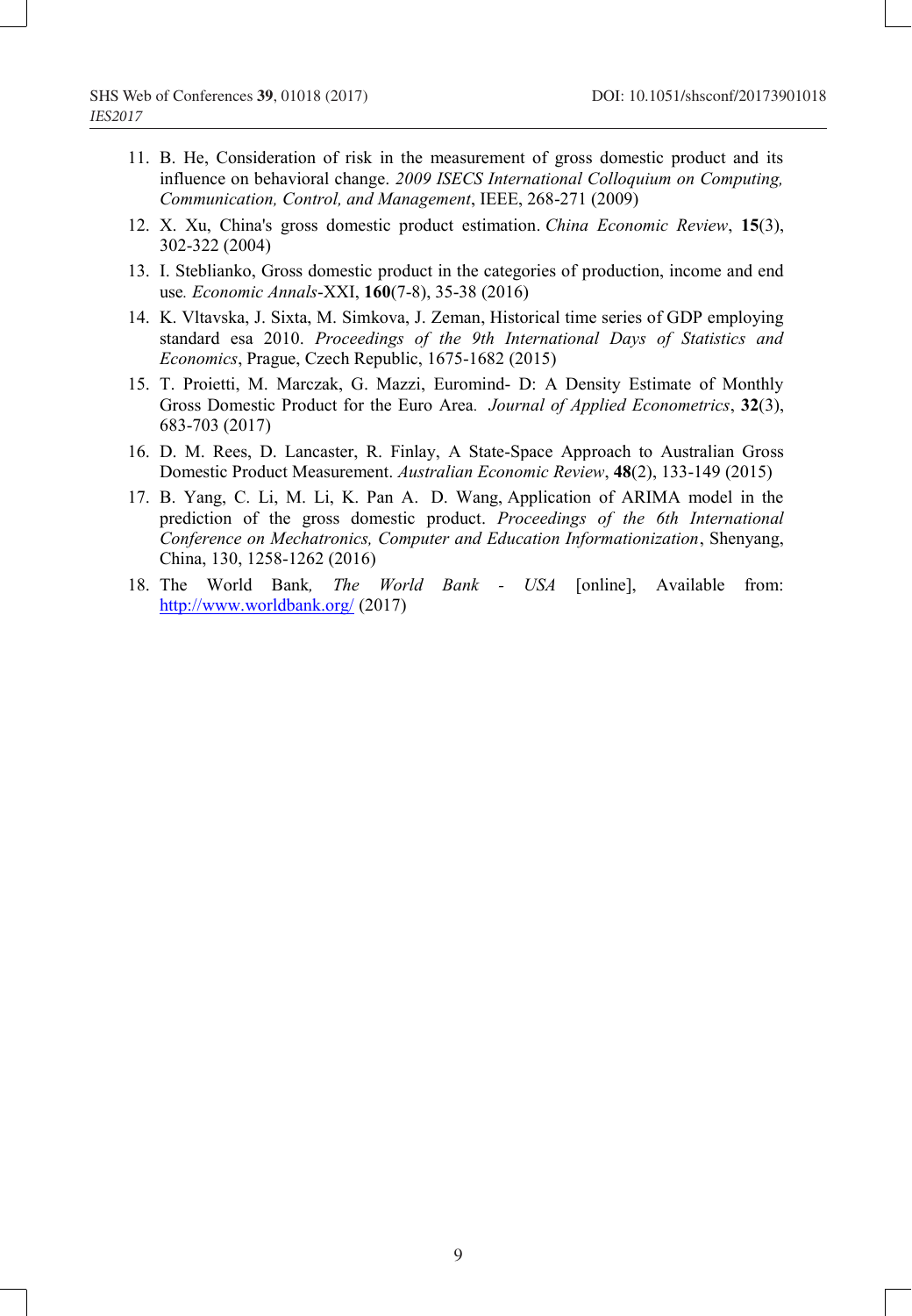11. B. He, Consideration of risk in the measurement of gross domestic product and its influence on behavioral change. *2009 ISECS International Colloquium on Computing, Communication, Control, and Management*, IEEE, 268-271 (2009)
12. X. Xu, China's gross domestic product estimation. *China Economic Review*, **15**(3), 302-322 (2004)
13. I. Steblianko, Gross domestic product in the categories of production, income and end use. *Economic Annals*-XXI, **160**(7-8), 35-38 (2016)
14. K. Vltavska, J. Sixta, M. Simkova, J. Zeman, Historical time series of GDP employing standard esa 2010. *Proceedings of the 9th International Days of Statistics and Economics*, Prague, Czech Republic, 1675-1682 (2015)
15. T. Proietti, M. Marczak, G. Mazzi, Euromind- D: A Density Estimate of Monthly Gross Domestic Product for the Euro Area. *Journal of Applied Econometrics*, **32**(3), 683-703 (2017)
16. D. M. Rees, D. Lancaster, R. Finlay, A State-Space Approach to Australian Gross Domestic Product Measurement. *Australian Economic Review*, **48**(2), 133-149 (2015)
17. B. Yang, C. Li, M. Li, K. Pan A. D. Wang, Application of ARIMA model in the prediction of the gross domestic product. *Proceedings of the 6th International Conference on Mechatronics, Computer and Education Informationization*, Shenyang, China, 130, 1258-1262 (2016)
18. The World Bank, *The World Bank - USA* [online], Available from: http://www.worldbank.org/ (2017)